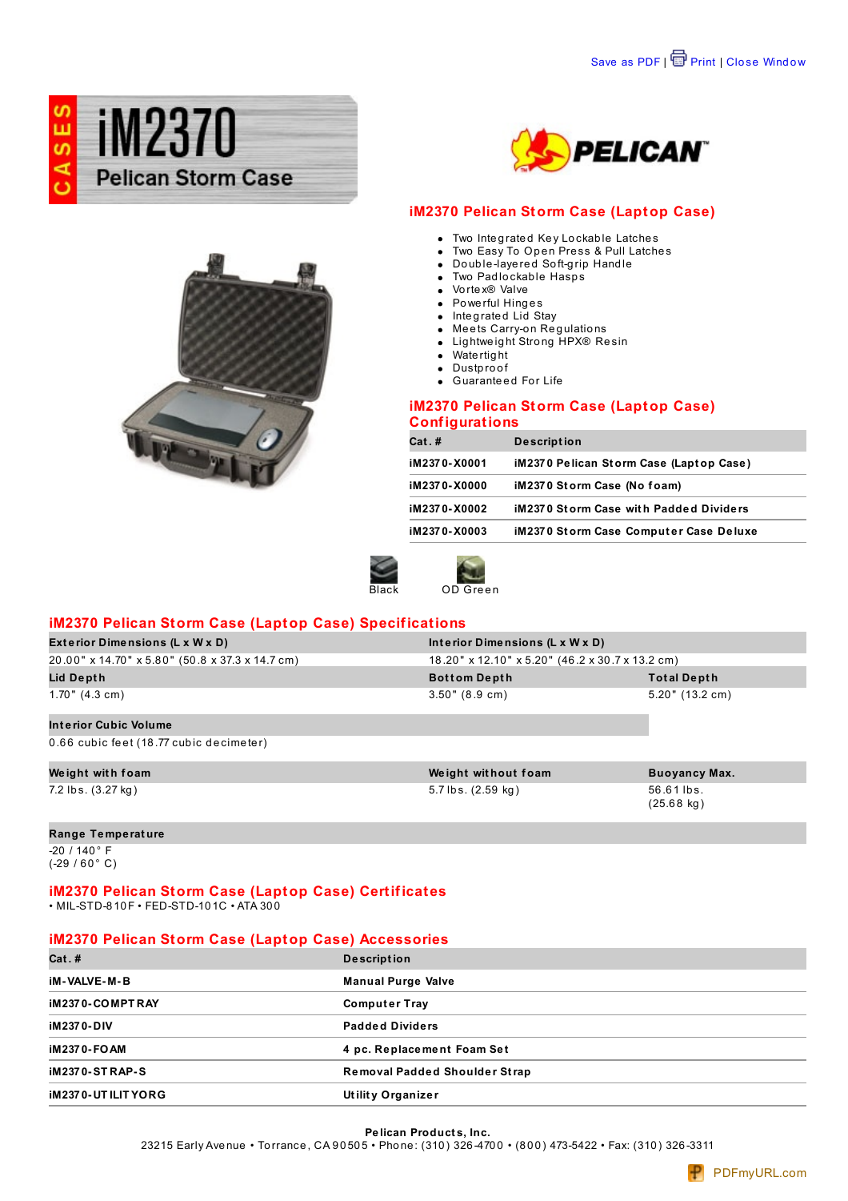Save as PDF | Print | Close Window

# iM2370 Pelican Storm Case

CASES

PELICAN

## iM2370 Pelican Storm Case (Laptop Case)

- Two Integrated Key Lockable Latches
- Two Easy To Open Press & Pull Latches
- Double-layered Soft-grip Handle
- Two Padlockable Hasps
- Vortex® Valve
- Powerful Hinges
- Integrated Lid Stay
- Meets Carry-on Regulations
- Lightweight Strong HPX® Resin
- Watertight
- Dustproof
- Guaranteed For Life

## iM2370 Pelican Storm Case (Laptop Case) Configurations

| Cat. # | Description |
|---|---|
| iM2370-X0001 | iM2370 Pelican Storm Case (Laptop Case) |
| iM2370-X0000 | iM2370 Storm Case (No foam) |
| iM2370-X0002 | iM2370 Storm Case with Padded Dividers |
| iM2370-X0003 | iM2370 Storm Case Computer Case Deluxe |

Black OD Green

## iM2370 Pelican Storm Case (Laptop Case) Specifications

| Exterior Dimensions (L x W x D) | Interior Dimensions (L x W x D) | |
|---|---|---|
| 20.00" x 14.70" x 5.80" (50.8 x 37.3 x 14.7 cm) | 18.20" x 12.10" x 5.20" (46.2 x 30.7 x 13.2 cm) | |
| **Lid Depth** | **Bottom Depth** | **Total Depth** |
| 1.70" (4.3 cm) | 3.50" (8.9 cm) | 5.20" (13.2 cm) |
| **Interior Cubic Volume** | | |
| 0.66 cubic feet (18.77 cubic decimeter) | | |
| **Weight with foam** | **Weight without foam** | **Buoyancy Max.** |
| 7.2 lbs. (3.27 kg) | 5.7 lbs. (2.59 kg) | 56.61 lbs. (25.68 kg) |
| **Range Temperature** | | |
| -20 / 140° F (-29 / 60° C) | | |

## iM2370 Pelican Storm Case (Laptop Case) Certificates

• MIL-STD-810F • FED-STD-101C • ATA 300

## iM2370 Pelican Storm Case (Laptop Case) Accessories

| Cat. # | Description |
|---|---|
| iM-VALVE-M-B | Manual Purge Valve |
| iM2370-COMPTRAY | Computer Tray |
| iM2370-DIV | Padded Dividers |
| iM2370-FOAM | 4 pc. Replacement Foam Set |
| iM2370-STRAP-S | Removal Padded Shoulder Strap |
| iM2370-UTILITYORG | Utility Organizer |

**Pelican Products, Inc.**
23215 Early Avenue • Torrance, CA 90505 • Phone: (310) 326-4700 • (800) 473-5422 • Fax: (310) 326-3311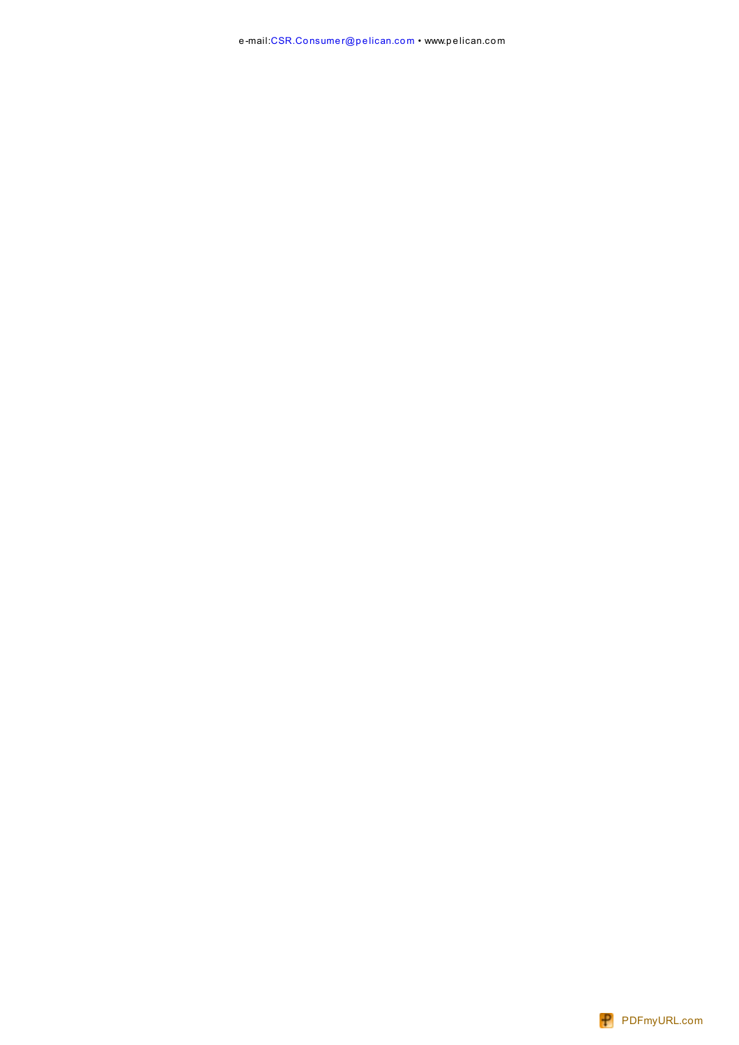e-mail:CSR.Consumer@pelican.com • www.pelican.com